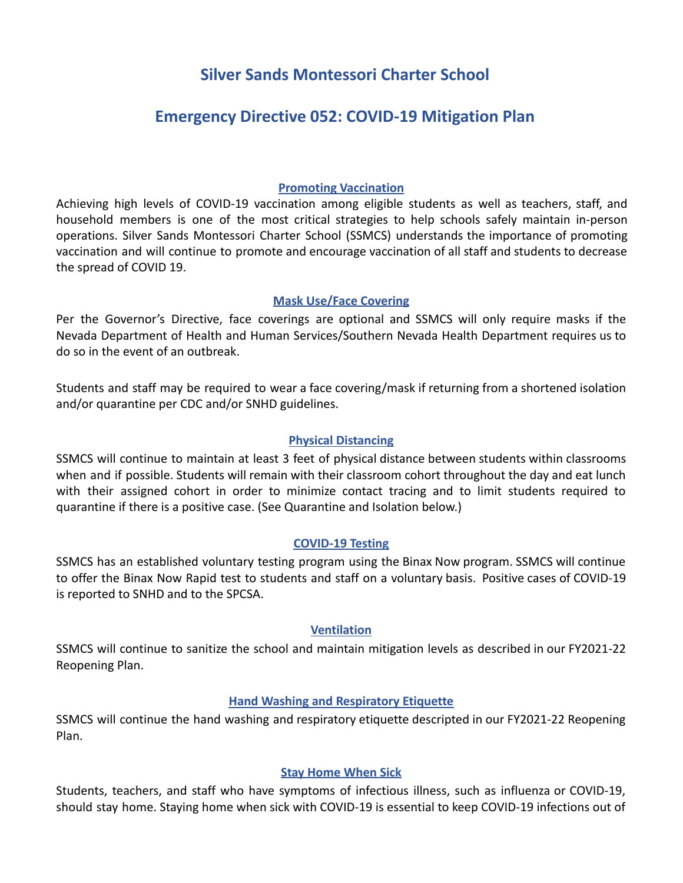# Silver Sands Montessori Charter School

## Emergency Directive 052: COVID-19 Mitigation Plan

### Promoting Vaccination

Achieving high levels of COVID-19 vaccination among eligible students as well as teachers, staff, and household members is one of the most critical strategies to help schools safely maintain in-person operations. Silver Sands Montessori Charter School (SSMCS) understands the importance of promoting vaccination and will continue to promote and encourage vaccination of all staff and students to decrease the spread of COVID 19.

### Mask Use/Face Covering

Per the Governor's Directive, face coverings are optional and SSMCS will only require masks if the Nevada Department of Health and Human Services/Southern Nevada Health Department requires us to do so in the event of an outbreak.

Students and staff may be required to wear a face covering/mask if returning from a shortened isolation and/or quarantine per CDC and/or SNHD guidelines.

### Physical Distancing

SSMCS will continue to maintain at least 3 feet of physical distance between students within classrooms when and if possible. Students will remain with their classroom cohort throughout the day and eat lunch with their assigned cohort in order to minimize contact tracing and to limit students required to quarantine if there is a positive case. (See Quarantine and Isolation below.)

### COVID-19 Testing

SSMCS has an established voluntary testing program using the Binax Now program. SSMCS will continue to offer the Binax Now Rapid test to students and staff on a voluntary basis. Positive cases of COVID-19 is reported to SNHD and to the SPCSA.

### Ventilation

SSMCS will continue to sanitize the school and maintain mitigation levels as described in our FY2021-22 Reopening Plan.

### Hand Washing and Respiratory Etiquette

SSMCS will continue the hand washing and respiratory etiquette descripted in our FY2021-22 Reopening Plan.

### Stay Home When Sick

Students, teachers, and staff who have symptoms of infectious illness, such as influenza or COVID-19, should stay home. Staying home when sick with COVID-19 is essential to keep COVID-19 infections out of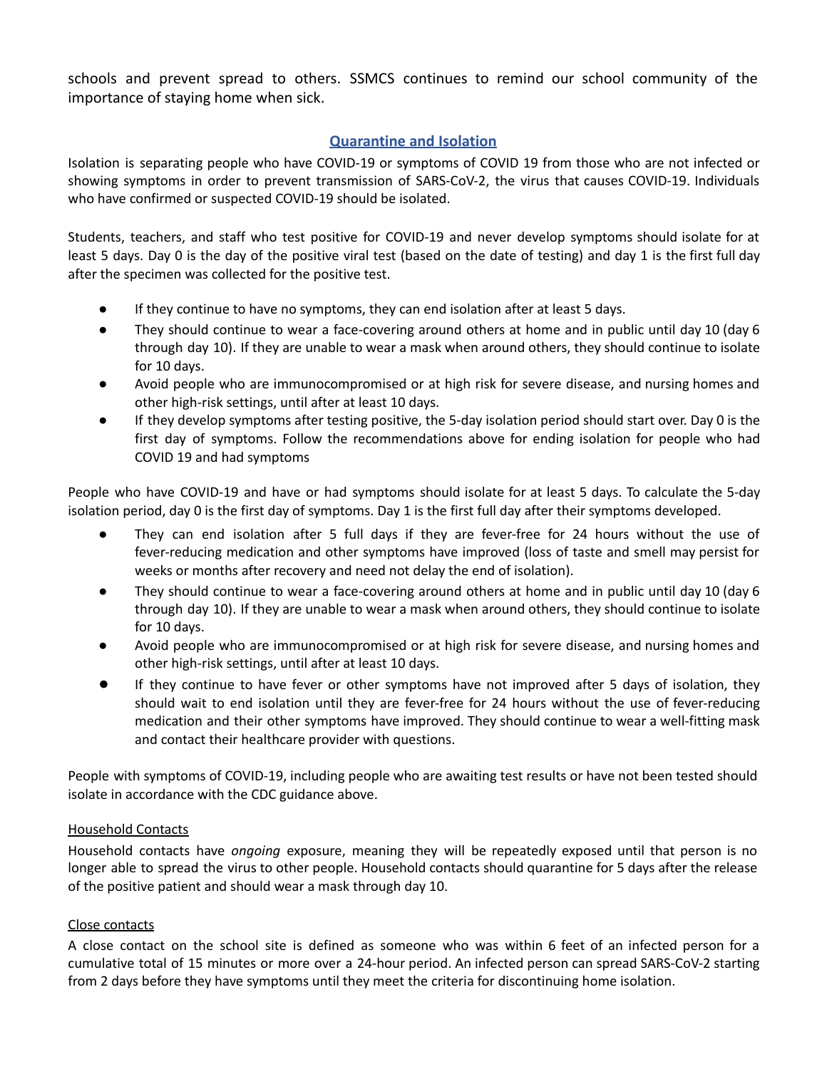schools and prevent spread to others. SSMCS continues to remind our school community of the importance of staying home when sick.

## Quarantine and Isolation

Isolation is separating people who have COVID-19 or symptoms of COVID 19 from those who are not infected or showing symptoms in order to prevent transmission of SARS-CoV-2, the virus that causes COVID-19. Individuals who have confirmed or suspected COVID-19 should be isolated.

Students, teachers, and staff who test positive for COVID-19 and never develop symptoms should isolate for at least 5 days. Day 0 is the day of the positive viral test (based on the date of testing) and day 1 is the first full day after the specimen was collected for the positive test.

- If they continue to have no symptoms, they can end isolation after at least 5 days.
- They should continue to wear a face-covering around others at home and in public until day 10 (day 6 through day 10). If they are unable to wear a mask when around others, they should continue to isolate for 10 days.
- Avoid people who are immunocompromised or at high risk for severe disease, and nursing homes and other high-risk settings, until after at least 10 days.
- If they develop symptoms after testing positive, the 5-day isolation period should start over. Day 0 is the first day of symptoms. Follow the recommendations above for ending isolation for people who had COVID 19 and had symptoms

People who have COVID-19 and have or had symptoms should isolate for at least 5 days. To calculate the 5-day isolation period, day 0 is the first day of symptoms. Day 1 is the first full day after their symptoms developed.

- They can end isolation after 5 full days if they are fever-free for 24 hours without the use of fever-reducing medication and other symptoms have improved (loss of taste and smell may persist for weeks or months after recovery and need not delay the end of isolation).
- They should continue to wear a face-covering around others at home and in public until day 10 (day 6 through day 10). If they are unable to wear a mask when around others, they should continue to isolate for 10 days.
- Avoid people who are immunocompromised or at high risk for severe disease, and nursing homes and other high-risk settings, until after at least 10 days.
- If they continue to have fever or other symptoms have not improved after 5 days of isolation, they should wait to end isolation until they are fever-free for 24 hours without the use of fever-reducing medication and their other symptoms have improved. They should continue to wear a well-fitting mask and contact their healthcare provider with questions.

People with symptoms of COVID-19, including people who are awaiting test results or have not been tested should isolate in accordance with the CDC guidance above.

### Household Contacts

Household contacts have *ongoing* exposure, meaning they will be repeatedly exposed until that person is no longer able to spread the virus to other people. Household contacts should quarantine for 5 days after the release of the positive patient and should wear a mask through day 10.

### Close contacts

A close contact on the school site is defined as someone who was within 6 feet of an infected person for a cumulative total of 15 minutes or more over a 24-hour period. An infected person can spread SARS-CoV-2 starting from 2 days before they have symptoms until they meet the criteria for discontinuing home isolation.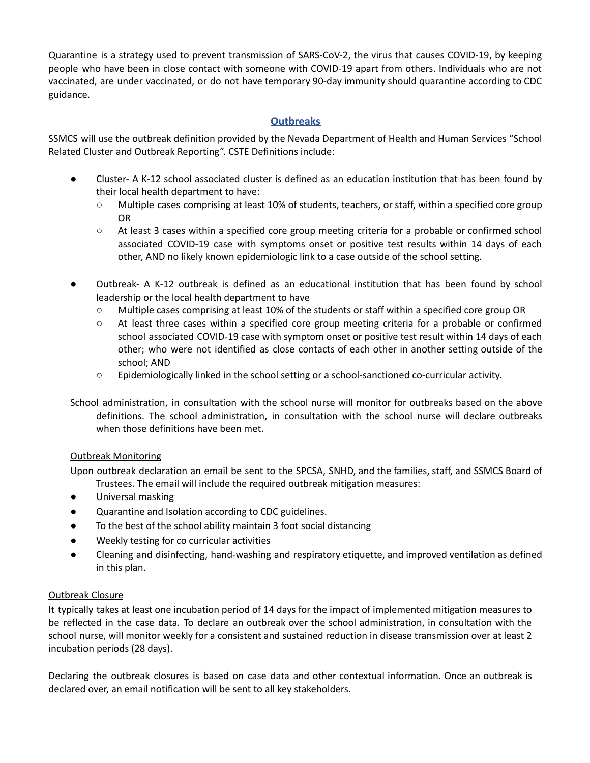Quarantine is a strategy used to prevent transmission of SARS-CoV-2, the virus that causes COVID-19, by keeping people who have been in close contact with someone with COVID-19 apart from others. Individuals who are not vaccinated, are under vaccinated, or do not have temporary 90-day immunity should quarantine according to CDC guidance.

## Outbreaks

SSMCS will use the outbreak definition provided by the Nevada Department of Health and Human Services "School Related Cluster and Outbreak Reporting". CSTE Definitions include:

- Cluster- A K-12 school associated cluster is defined as an education institution that has been found by their local health department to have:
  - Multiple cases comprising at least 10% of students, teachers, or staff, within a specified core group OR
  - At least 3 cases within a specified core group meeting criteria for a probable or confirmed school associated COVID-19 case with symptoms onset or positive test results within 14 days of each other, AND no likely known epidemiologic link to a case outside of the school setting.

- Outbreak- A K-12 outbreak is defined as an educational institution that has been found by school leadership or the local health department to have
  - Multiple cases comprising at least 10% of the students or staff within a specified core group OR
  - At least three cases within a specified core group meeting criteria for a probable or confirmed school associated COVID-19 case with symptom onset or positive test result within 14 days of each other; who were not identified as close contacts of each other in another setting outside of the school; AND
  - Epidemiologically linked in the school setting or a school-sanctioned co-curricular activity.

School administration, in consultation with the school nurse will monitor for outbreaks based on the above definitions. The school administration, in consultation with the school nurse will declare outbreaks when those definitions have been met.

### Outbreak Monitoring

Upon outbreak declaration an email be sent to the SPCSA, SNHD, and the families, staff, and SSMCS Board of Trustees. The email will include the required outbreak mitigation measures:

- Universal masking
- Quarantine and Isolation according to CDC guidelines.
- To the best of the school ability maintain 3 foot social distancing
- Weekly testing for co curricular activities
- Cleaning and disinfecting, hand-washing and respiratory etiquette, and improved ventilation as defined in this plan.

### Outbreak Closure

It typically takes at least one incubation period of 14 days for the impact of implemented mitigation measures to be reflected in the case data. To declare an outbreak over the school administration, in consultation with the school nurse, will monitor weekly for a consistent and sustained reduction in disease transmission over at least 2 incubation periods (28 days).

Declaring the outbreak closures is based on case data and other contextual information. Once an outbreak is declared over, an email notification will be sent to all key stakeholders.